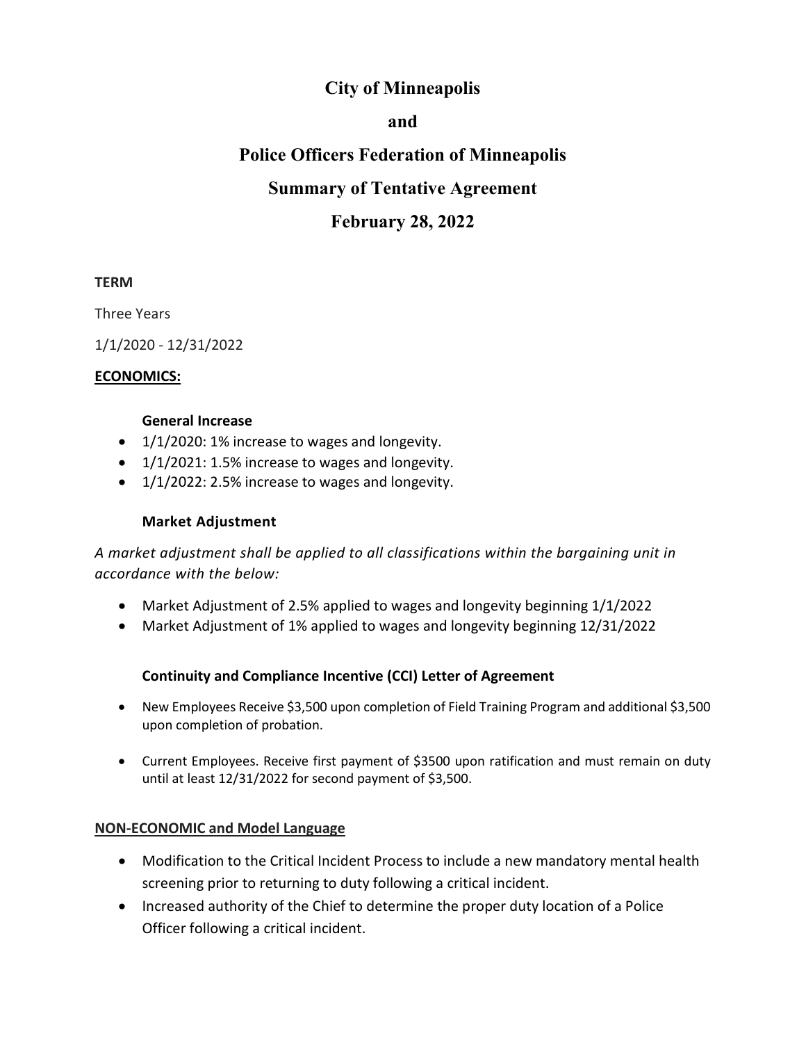# City of Minneapolis

# and

# Police Officers Federation of Minneapolis

# Summary of Tentative Agreement

# February 28, 2022

**TERM**

Three Years

1/1/2020 - 12/31/2022

**ECONOMICS:**

**General Increase**

- 1/1/2020: 1% increase to wages and longevity.
- 1/1/2021: 1.5% increase to wages and longevity.
- 1/1/2022: 2.5% increase to wages and longevity.

**Market Adjustment**

*A market adjustment shall be applied to all classifications within the bargaining unit in accordance with the below:*

- Market Adjustment of 2.5% applied to wages and longevity beginning 1/1/2022
- Market Adjustment of 1% applied to wages and longevity beginning 12/31/2022

**Continuity and Compliance Incentive (CCI) Letter of Agreement**

- New Employees Receive $3,500 upon completion of Field Training Program and additional $3,500 upon completion of probation.
- Current Employees. Receive first payment of $3500 upon ratification and must remain on duty until at least 12/31/2022 for second payment of $3,500.

**NON-ECONOMIC and Model Language**

- Modification to the Critical Incident Process to include a new mandatory mental health screening prior to returning to duty following a critical incident.
- Increased authority of the Chief to determine the proper duty location of a Police Officer following a critical incident.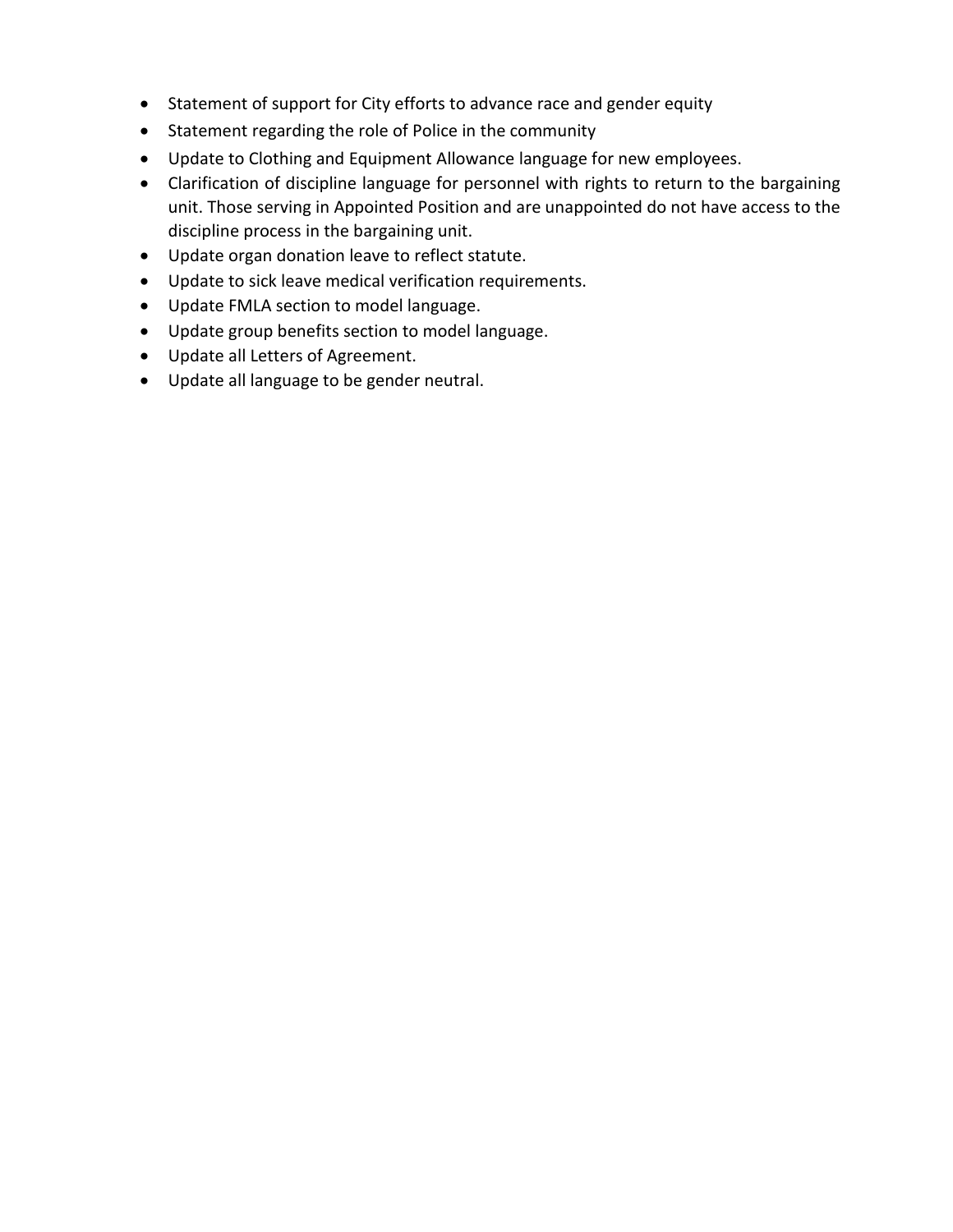- Statement of support for City efforts to advance race and gender equity
- Statement regarding the role of Police in the community
- Update to Clothing and Equipment Allowance language for new employees.
- Clarification of discipline language for personnel with rights to return to the bargaining unit. Those serving in Appointed Position and are unappointed do not have access to the discipline process in the bargaining unit.
- Update organ donation leave to reflect statute.
- Update to sick leave medical verification requirements.
- Update FMLA section to model language.
- Update group benefits section to model language.
- Update all Letters of Agreement.
- Update all language to be gender neutral.